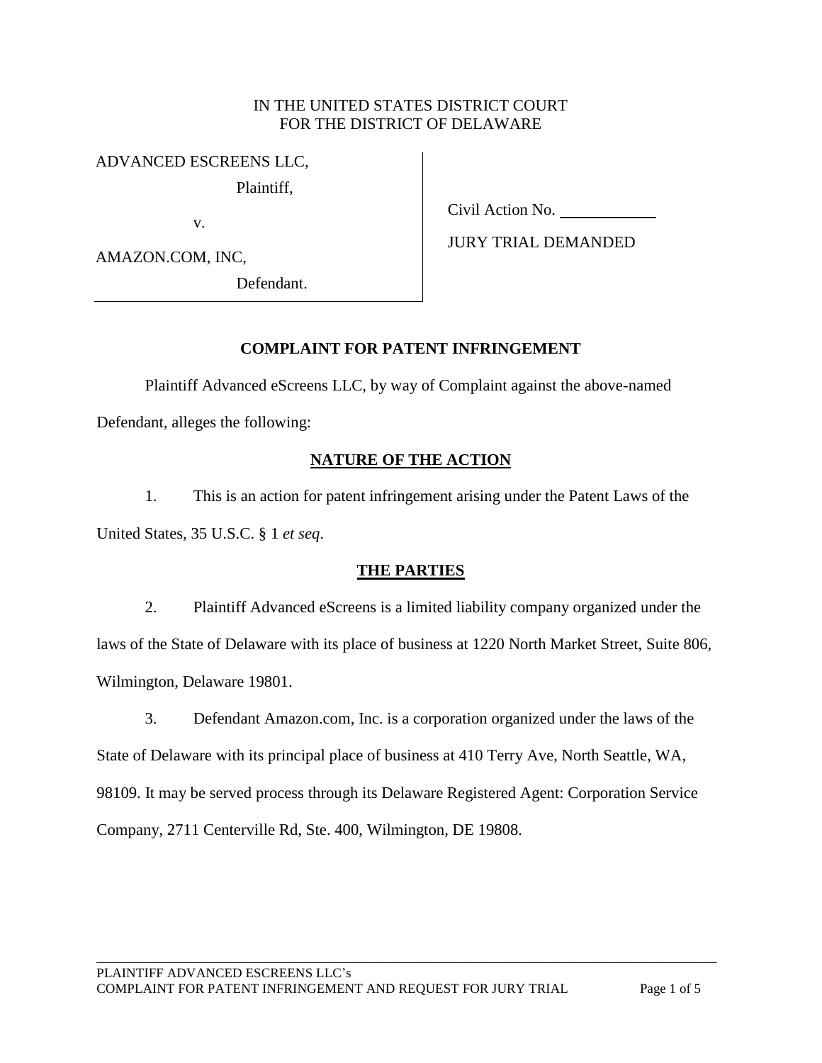IN THE UNITED STATES DISTRICT COURT
FOR THE DISTRICT OF DELAWARE

| | |
|---|---|
| ADVANCED ESCREENS LLC,<br>Plaintiff,<br><br>v.<br><br>AMAZON.COM, INC,<br>Defendant. | Civil Action No. \_\_\_\_\_\_\_\_\_\_<br><br>JURY TRIAL DEMANDED |

## COMPLAINT FOR PATENT INFRINGEMENT

Plaintiff Advanced eScreens LLC, by way of Complaint against the above-named Defendant, alleges the following:

### NATURE OF THE ACTION

1. This is an action for patent infringement arising under the Patent Laws of the United States, 35 U.S.C. § 1 *et seq*.

### THE PARTIES

2. Plaintiff Advanced eScreens is a limited liability company organized under the laws of the State of Delaware with its place of business at 1220 North Market Street, Suite 806, Wilmington, Delaware 19801.

3. Defendant Amazon.com, Inc. is a corporation organized under the laws of the State of Delaware with its principal place of business at 410 Terry Ave, North Seattle, WA, 98109. It may be served process through its Delaware Registered Agent: Corporation Service Company, 2711 Centerville Rd, Ste. 400, Wilmington, DE 19808.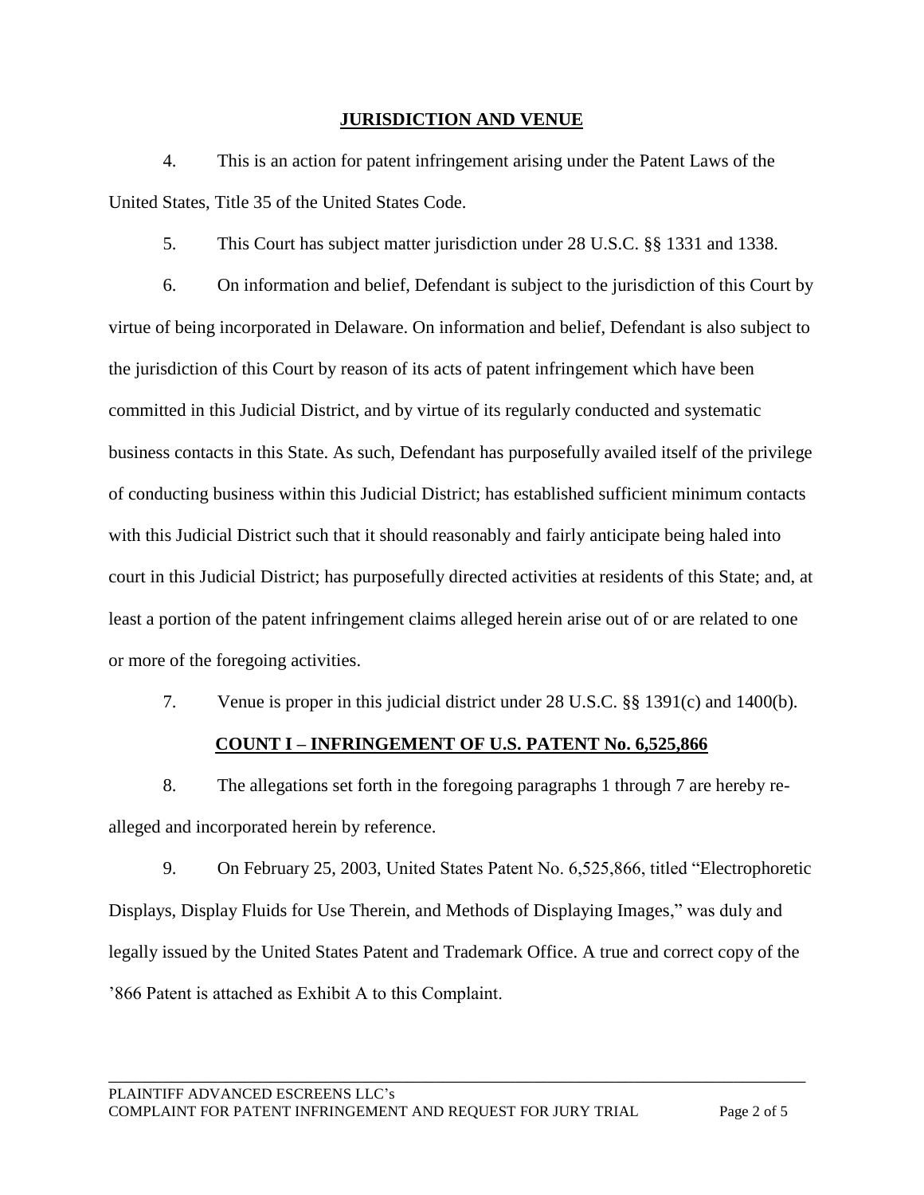## JURISDICTION AND VENUE

4. This is an action for patent infringement arising under the Patent Laws of the United States, Title 35 of the United States Code.

5. This Court has subject matter jurisdiction under 28 U.S.C. §§ 1331 and 1338.

6. On information and belief, Defendant is subject to the jurisdiction of this Court by virtue of being incorporated in Delaware. On information and belief, Defendant is also subject to the jurisdiction of this Court by reason of its acts of patent infringement which have been committed in this Judicial District, and by virtue of its regularly conducted and systematic business contacts in this State. As such, Defendant has purposefully availed itself of the privilege of conducting business within this Judicial District; has established sufficient minimum contacts with this Judicial District such that it should reasonably and fairly anticipate being haled into court in this Judicial District; has purposefully directed activities at residents of this State; and, at least a portion of the patent infringement claims alleged herein arise out of or are related to one or more of the foregoing activities.

7. Venue is proper in this judicial district under 28 U.S.C. §§ 1391(c) and 1400(b).

## COUNT I – INFRINGEMENT OF U.S. PATENT No. 6,525,866

8. The allegations set forth in the foregoing paragraphs 1 through 7 are hereby re-alleged and incorporated herein by reference.

9. On February 25, 2003, United States Patent No. 6,525,866, titled "Electrophoretic Displays, Display Fluids for Use Therein, and Methods of Displaying Images," was duly and legally issued by the United States Patent and Trademark Office. A true and correct copy of the '866 Patent is attached as Exhibit A to this Complaint.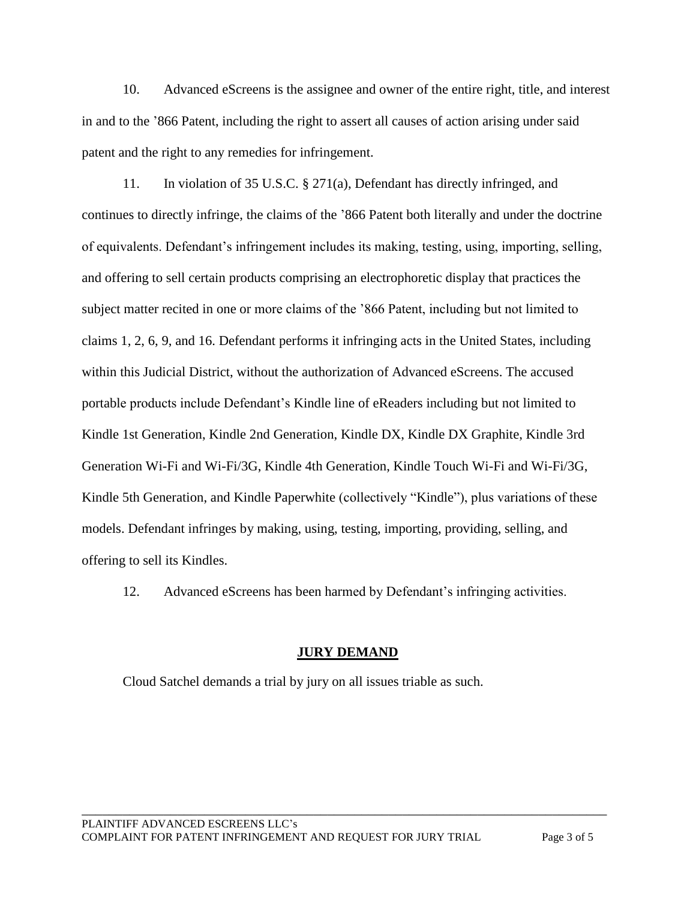10. Advanced eScreens is the assignee and owner of the entire right, title, and interest in and to the '866 Patent, including the right to assert all causes of action arising under said patent and the right to any remedies for infringement.

11. In violation of 35 U.S.C. § 271(a), Defendant has directly infringed, and continues to directly infringe, the claims of the '866 Patent both literally and under the doctrine of equivalents. Defendant's infringement includes its making, testing, using, importing, selling, and offering to sell certain products comprising an electrophoretic display that practices the subject matter recited in one or more claims of the '866 Patent, including but not limited to claims 1, 2, 6, 9, and 16. Defendant performs it infringing acts in the United States, including within this Judicial District, without the authorization of Advanced eScreens. The accused portable products include Defendant's Kindle line of eReaders including but not limited to Kindle 1st Generation, Kindle 2nd Generation, Kindle DX, Kindle DX Graphite, Kindle 3rd Generation Wi-Fi and Wi-Fi/3G, Kindle 4th Generation, Kindle Touch Wi-Fi and Wi-Fi/3G, Kindle 5th Generation, and Kindle Paperwhite (collectively "Kindle"), plus variations of these models. Defendant infringes by making, using, testing, importing, providing, selling, and offering to sell its Kindles.

12. Advanced eScreens has been harmed by Defendant's infringing activities.

## JURY DEMAND

Cloud Satchel demands a trial by jury on all issues triable as such.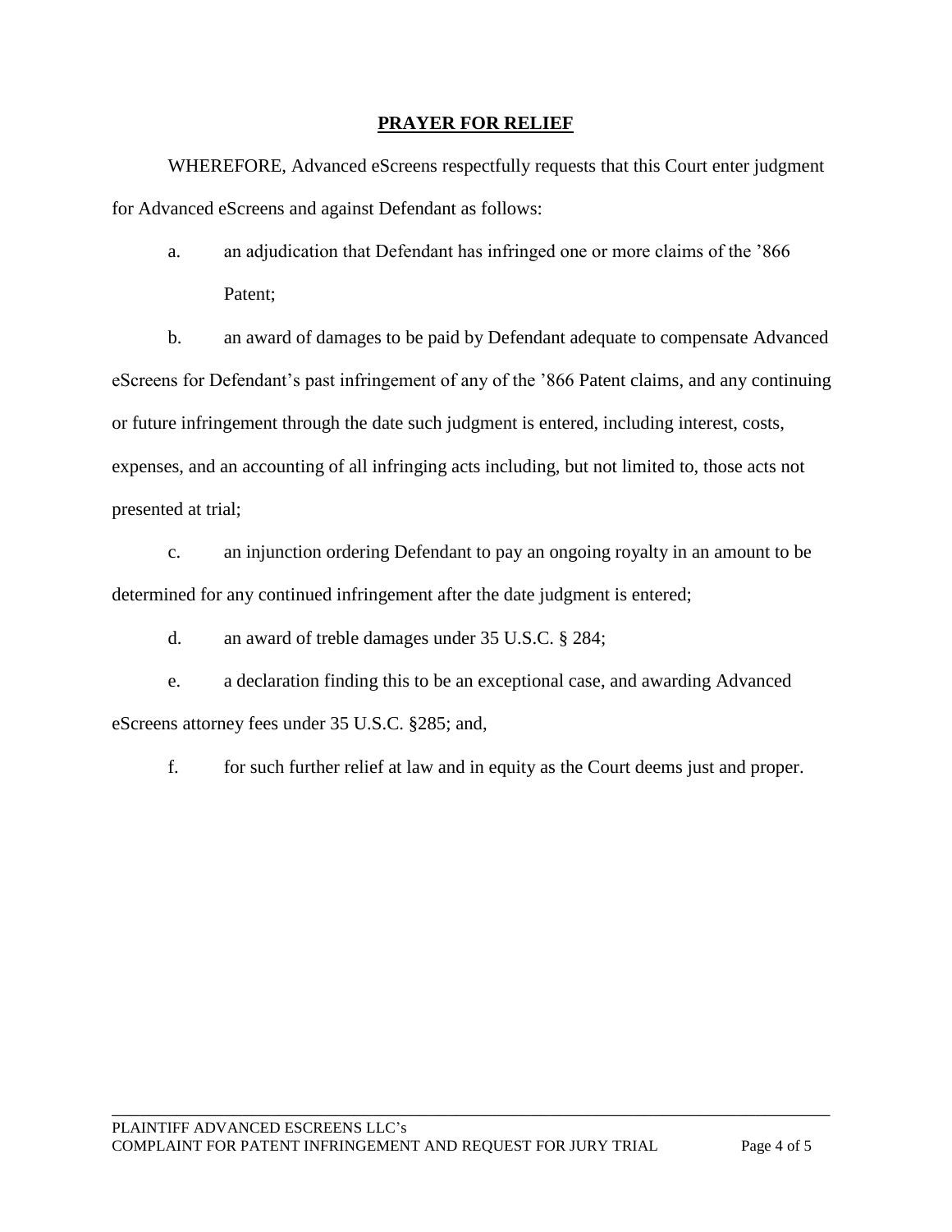## PRAYER FOR RELIEF

WHEREFORE, Advanced eScreens respectfully requests that this Court enter judgment for Advanced eScreens and against Defendant as follows:

a. an adjudication that Defendant has infringed one or more claims of the ’866 Patent;

b. an award of damages to be paid by Defendant adequate to compensate Advanced eScreens for Defendant’s past infringement of any of the ’866 Patent claims, and any continuing or future infringement through the date such judgment is entered, including interest, costs, expenses, and an accounting of all infringing acts including, but not limited to, those acts not presented at trial;

c. an injunction ordering Defendant to pay an ongoing royalty in an amount to be determined for any continued infringement after the date judgment is entered;

d. an award of treble damages under 35 U.S.C. § 284;

e. a declaration finding this to be an exceptional case, and awarding Advanced eScreens attorney fees under 35 U.S.C. §285; and,

f. for such further relief at law and in equity as the Court deems just and proper.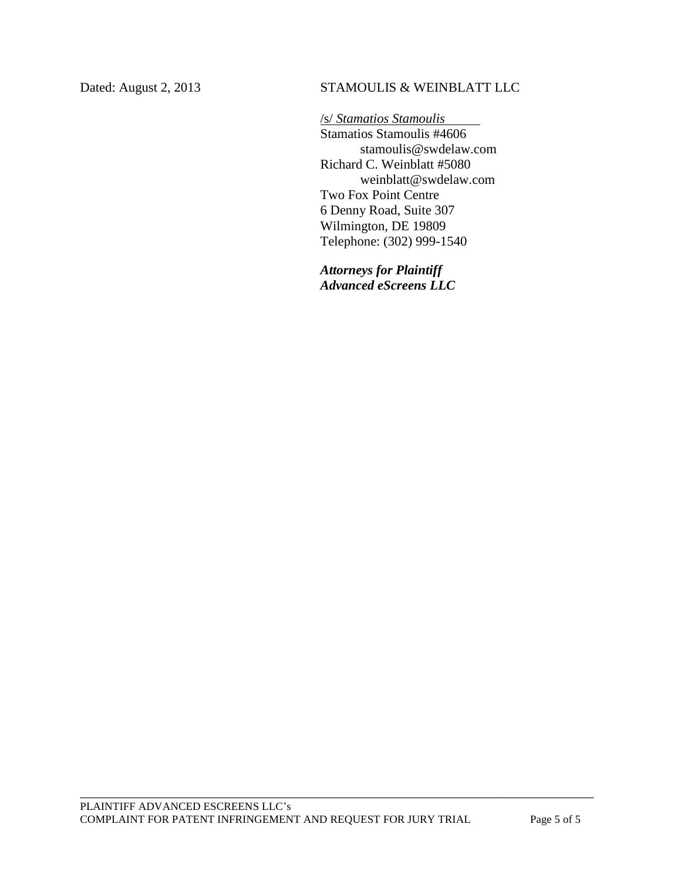Dated: August 2, 2013

STAMOULIS & WEINBLATT LLC

/s/ *Stamatios Stamoulis*
Stamatios Stamoulis #4606
stamoulis@swdelaw.com
Richard C. Weinblatt #5080
weinblatt@swdelaw.com
Two Fox Point Centre
6 Denny Road, Suite 307
Wilmington, DE 19809
Telephone: (302) 999-1540

***Attorneys for Plaintiff***
***Advanced eScreens LLC***